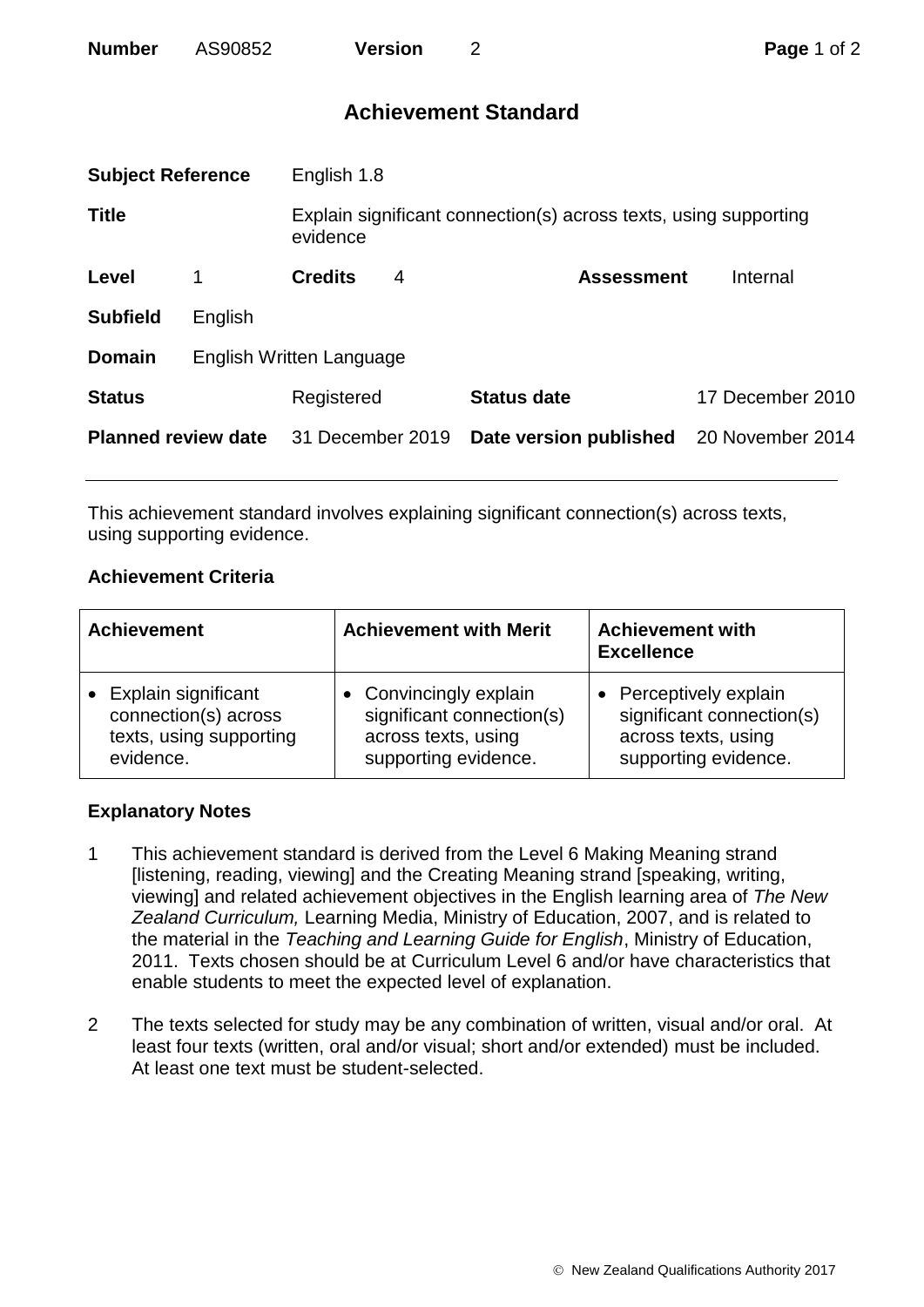# Achievement Standard

| | | | | | |
|---|---|---|---|---|---|
| **Subject Reference** | | English 1.8 | | | |
| **Title** | | Explain significant connection(s) across texts, using supporting evidence | | | |
| **Level** | 1 | **Credits** | 4 | **Assessment** | Internal |
| **Subfield** | English | | | | |
| **Domain** | English Written Language | | | | |
| **Status** | | Registered | | **Status date** | 17 December 2010 |
| **Planned review date** | | 31 December 2019 | | **Date version published** | 20 November 2014 |

This achievement standard involves explaining significant connection(s) across texts, using supporting evidence.

## Achievement Criteria

| Achievement | Achievement with Merit | Achievement with Excellence |
|---|---|---|
| • Explain significant connection(s) across texts, using supporting evidence. | • Convincingly explain significant connection(s) across texts, using supporting evidence. | • Perceptively explain significant connection(s) across texts, using supporting evidence. |

## Explanatory Notes

1. This achievement standard is derived from the Level 6 Making Meaning strand [listening, reading, viewing] and the Creating Meaning strand [speaking, writing, viewing] and related achievement objectives in the English learning area of *The New Zealand Curriculum,* Learning Media, Ministry of Education, 2007, and is related to the material in the *Teaching and Learning Guide for English*, Ministry of Education, 2011. Texts chosen should be at Curriculum Level 6 and/or have characteristics that enable students to meet the expected level of explanation.

2. The texts selected for study may be any combination of written, visual and/or oral. At least four texts (written, oral and/or visual; short and/or extended) must be included. At least one text must be student-selected.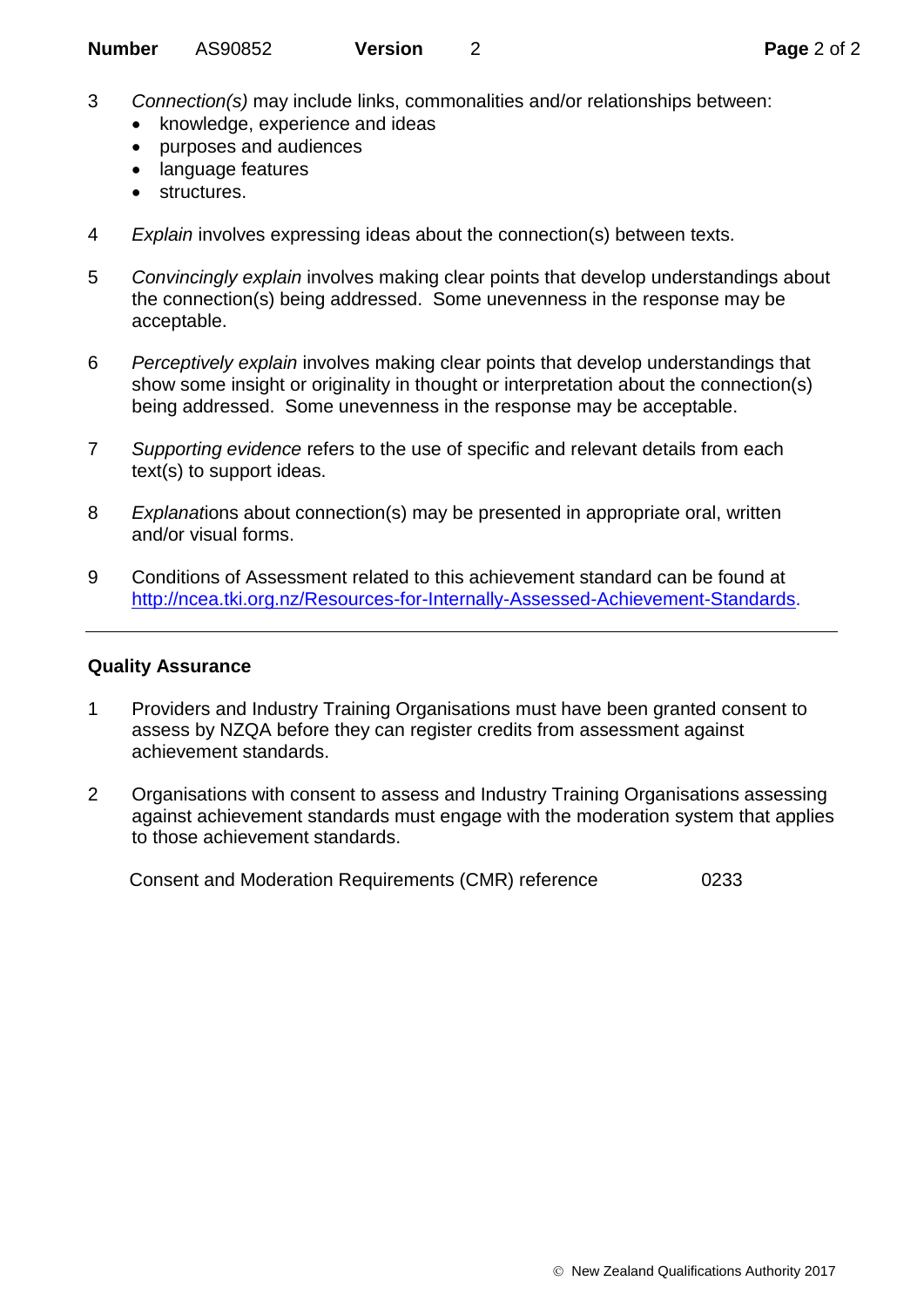3 *Connection(s)* may include links, commonalities and/or relationships between:
- knowledge, experience and ideas
- purposes and audiences
- language features
- structures.

4 *Explain* involves expressing ideas about the connection(s) between texts.

5 *Convincingly explain* involves making clear points that develop understandings about the connection(s) being addressed. Some unevenness in the response may be acceptable.

6 *Perceptively explain* involves making clear points that develop understandings that show some insight or originality in thought or interpretation about the connection(s) being addressed. Some unevenness in the response may be acceptable.

7 *Supporting evidence* refers to the use of specific and relevant details from each text(s) to support ideas.

8 *Explanat*ions about connection(s) may be presented in appropriate oral, written and/or visual forms.

9 Conditions of Assessment related to this achievement standard can be found at http://ncea.tki.org.nz/Resources-for-Internally-Assessed-Achievement-Standards.

---

**Quality Assurance**

1 Providers and Industry Training Organisations must have been granted consent to assess by NZQA before they can register credits from assessment against achievement standards.

2 Organisations with consent to assess and Industry Training Organisations assessing against achievement standards must engage with the moderation system that applies to those achievement standards.

Consent and Moderation Requirements (CMR) reference 0233

© New Zealand Qualifications Authority 2017